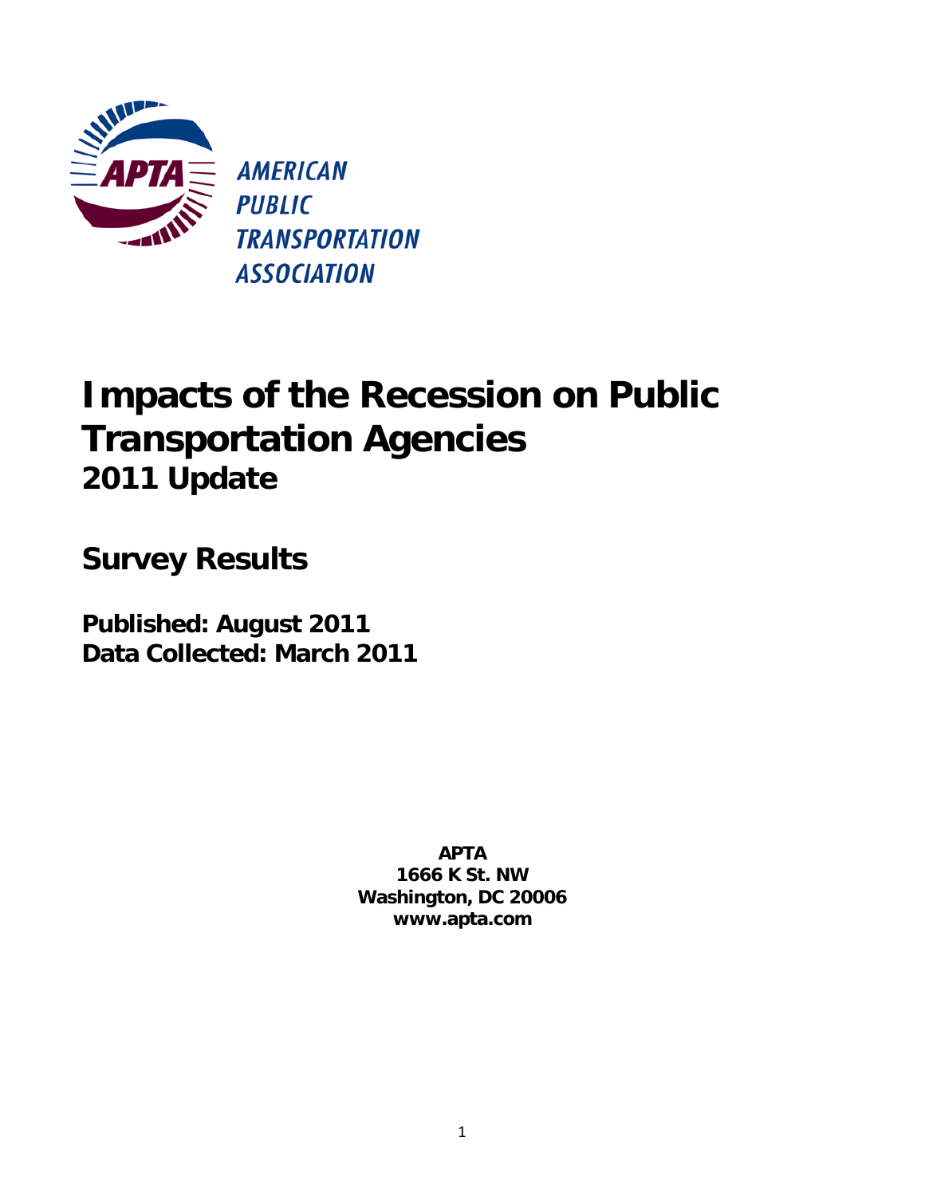AMERICAN
PUBLIC
TRANSPORTATION
ASSOCIATION

# Impacts of the Recession on Public Transportation Agencies
## 2011 Update

## Survey Results

**Published: August 2011**
**Data Collected: March 2011**

**APTA**
**1666 K St. NW**
**Washington, DC 20006**
**www.apta.com**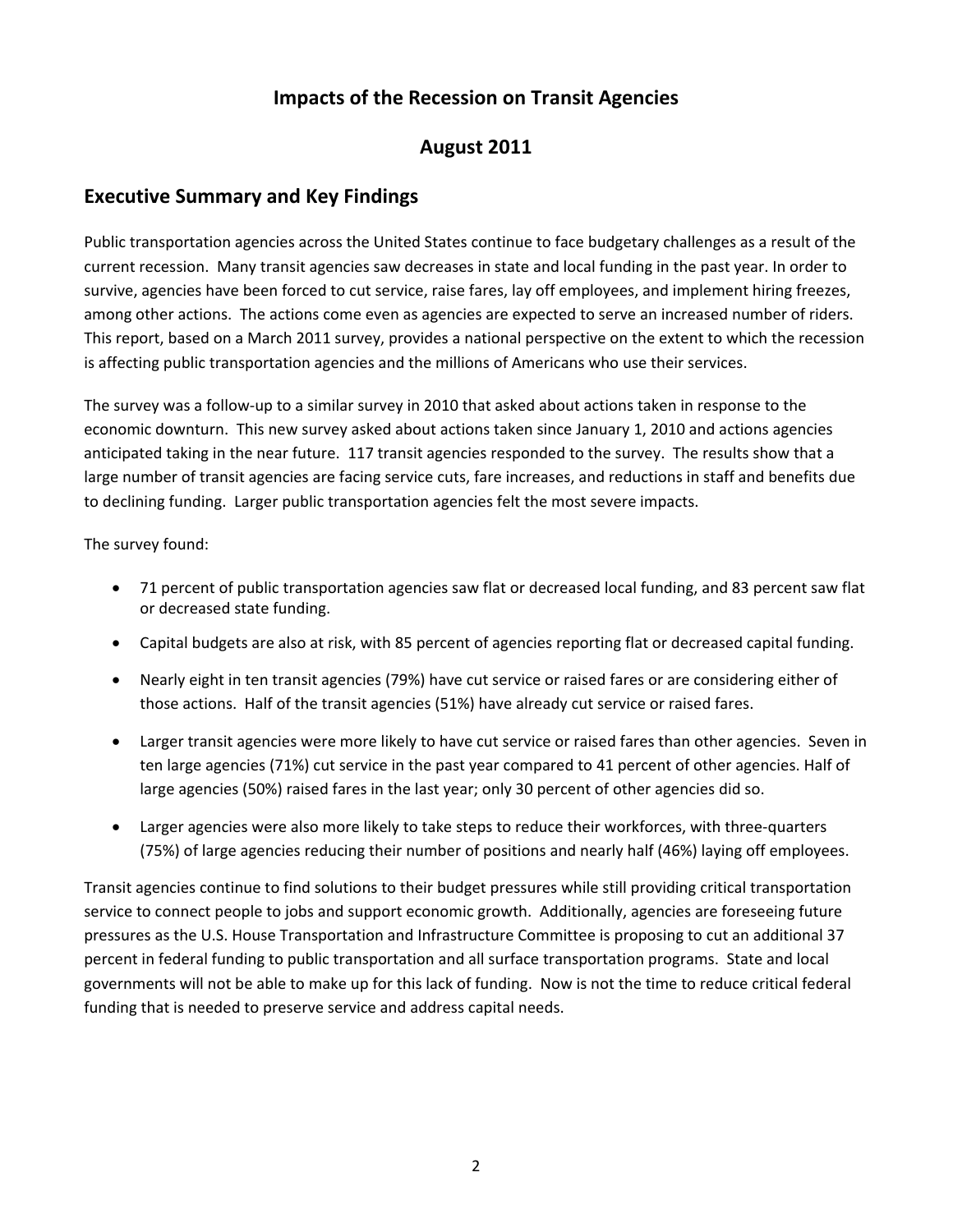# Impacts of the Recession on Transit Agencies

## August 2011

## Executive Summary and Key Findings

Public transportation agencies across the United States continue to face budgetary challenges as a result of the current recession. Many transit agencies saw decreases in state and local funding in the past year. In order to survive, agencies have been forced to cut service, raise fares, lay off employees, and implement hiring freezes, among other actions. The actions come even as agencies are expected to serve an increased number of riders. This report, based on a March 2011 survey, provides a national perspective on the extent to which the recession is affecting public transportation agencies and the millions of Americans who use their services.

The survey was a follow-up to a similar survey in 2010 that asked about actions taken in response to the economic downturn. This new survey asked about actions taken since January 1, 2010 and actions agencies anticipated taking in the near future. 117 transit agencies responded to the survey. The results show that a large number of transit agencies are facing service cuts, fare increases, and reductions in staff and benefits due to declining funding. Larger public transportation agencies felt the most severe impacts.

The survey found:

- 71 percent of public transportation agencies saw flat or decreased local funding, and 83 percent saw flat or decreased state funding.
- Capital budgets are also at risk, with 85 percent of agencies reporting flat or decreased capital funding.
- Nearly eight in ten transit agencies (79%) have cut service or raised fares or are considering either of those actions. Half of the transit agencies (51%) have already cut service or raised fares.
- Larger transit agencies were more likely to have cut service or raised fares than other agencies. Seven in ten large agencies (71%) cut service in the past year compared to 41 percent of other agencies. Half of large agencies (50%) raised fares in the last year; only 30 percent of other agencies did so.
- Larger agencies were also more likely to take steps to reduce their workforces, with three-quarters (75%) of large agencies reducing their number of positions and nearly half (46%) laying off employees.

Transit agencies continue to find solutions to their budget pressures while still providing critical transportation service to connect people to jobs and support economic growth. Additionally, agencies are foreseeing future pressures as the U.S. House Transportation and Infrastructure Committee is proposing to cut an additional 37 percent in federal funding to public transportation and all surface transportation programs. State and local governments will not be able to make up for this lack of funding. Now is not the time to reduce critical federal funding that is needed to preserve service and address capital needs.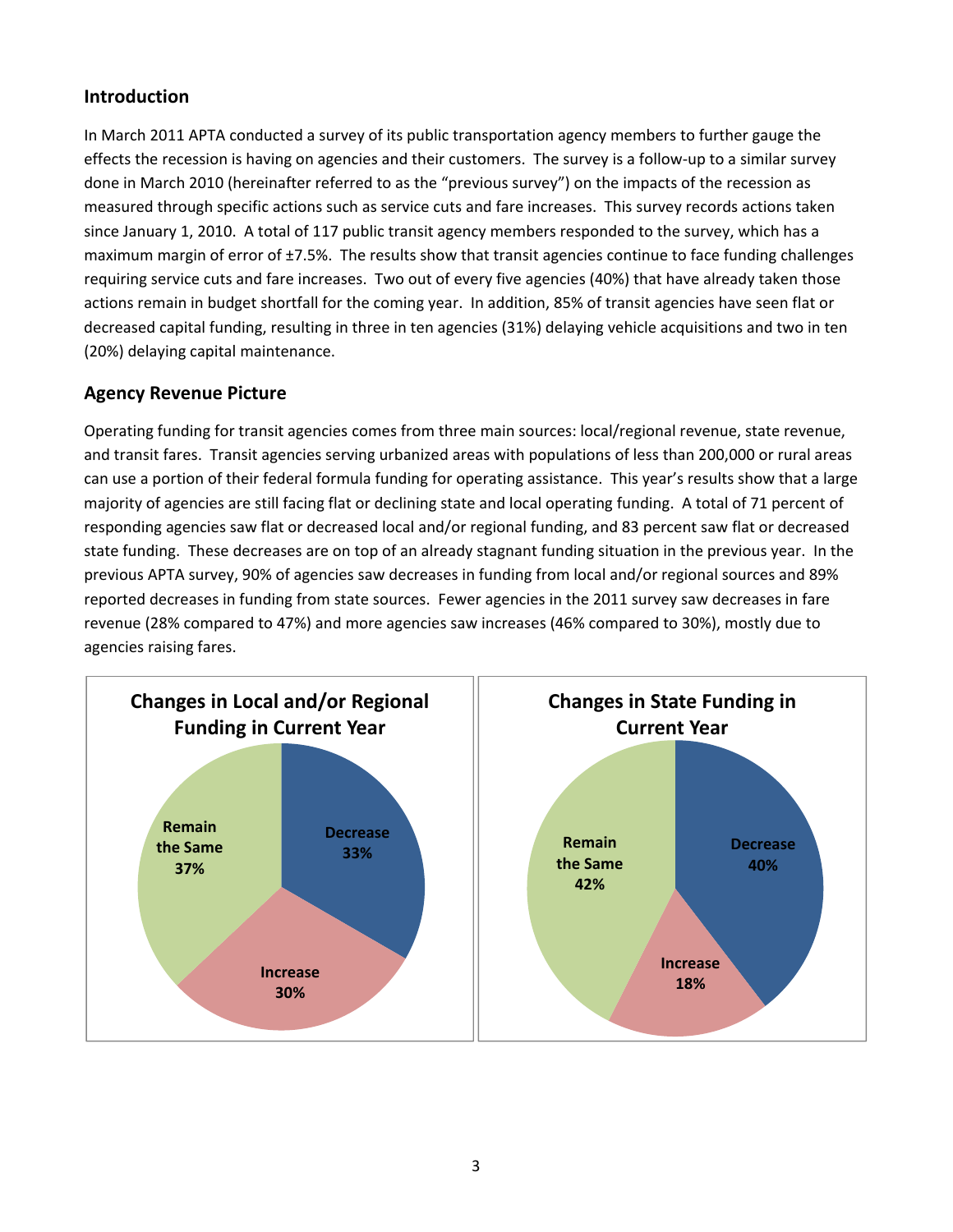## Introduction

In March 2011 APTA conducted a survey of its public transportation agency members to further gauge the effects the recession is having on agencies and their customers. The survey is a follow-up to a similar survey done in March 2010 (hereinafter referred to as the "previous survey") on the impacts of the recession as measured through specific actions such as service cuts and fare increases. This survey records actions taken since January 1, 2010. A total of 117 public transit agency members responded to the survey, which has a maximum margin of error of ±7.5%. The results show that transit agencies continue to face funding challenges requiring service cuts and fare increases. Two out of every five agencies (40%) that have already taken those actions remain in budget shortfall for the coming year. In addition, 85% of transit agencies have seen flat or decreased capital funding, resulting in three in ten agencies (31%) delaying vehicle acquisitions and two in ten (20%) delaying capital maintenance.

## Agency Revenue Picture

Operating funding for transit agencies comes from three main sources: local/regional revenue, state revenue, and transit fares. Transit agencies serving urbanized areas with populations of less than 200,000 or rural areas can use a portion of their federal formula funding for operating assistance. This year's results show that a large majority of agencies are still facing flat or declining state and local operating funding. A total of 71 percent of responding agencies saw flat or decreased local and/or regional funding, and 83 percent saw flat or decreased state funding. These decreases are on top of an already stagnant funding situation in the previous year. In the previous APTA survey, 90% of agencies saw decreases in funding from local and/or regional sources and 89% reported decreases in funding from state sources. Fewer agencies in the 2011 survey saw decreases in fare revenue (28% compared to 47%) and more agencies saw increases (46% compared to 30%), mostly due to agencies raising fares.

**Changes in Local and/or Regional Funding in Current Year**

| Change | Percent |
|---|---|
| Decrease | 33% |
| Increase | 30% |
| Remain the Same | 37% |

**Changes in State Funding in Current Year**

| Change | Percent |
|---|---|
| Decrease | 40% |
| Increase | 18% |
| Remain the Same | 42% |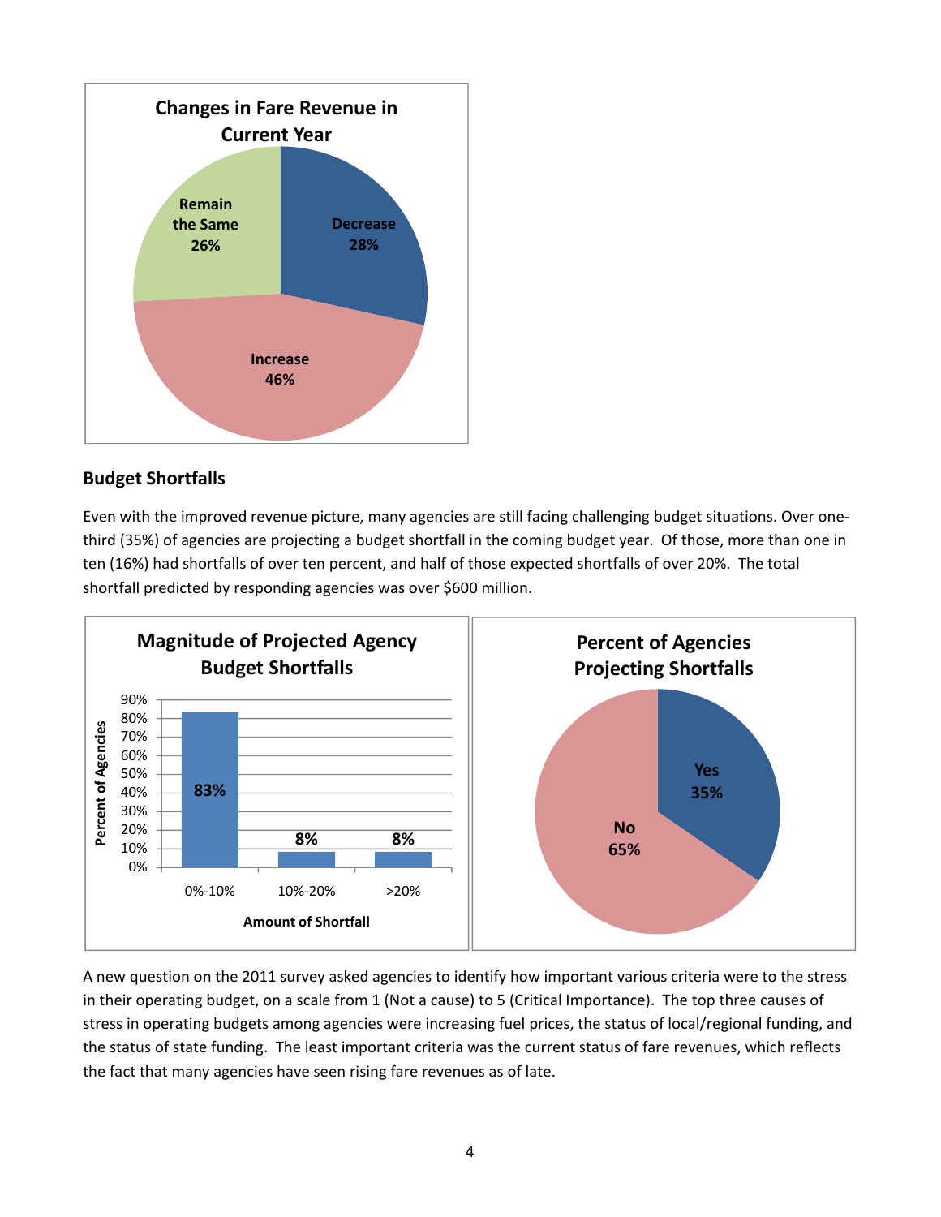**Changes in Fare Revenue in Current Year**

| Category | Percent |
|---|---|
| Decrease | 28% |
| Increase | 46% |
| Remain the Same | 26% |

## Budget Shortfalls

Even with the improved revenue picture, many agencies are still facing challenging budget situations. Over one-third (35%) of agencies are projecting a budget shortfall in the coming budget year. Of those, more than one in ten (16%) had shortfalls of over ten percent, and half of those expected shortfalls of over 20%. The total shortfall predicted by responding agencies was over $600 million.

**Magnitude of Projected Agency Budget Shortfalls**

| Amount of Shortfall | Percent of Agencies |
|---|---|
| 0%-10% | 83% |
| 10%-20% | 8% |
| >20% | 8% |

**Percent of Agencies Projecting Shortfalls**

| Response | Percent |
|---|---|
| Yes | 35% |
| No | 65% |

A new question on the 2011 survey asked agencies to identify how important various criteria were to the stress in their operating budget, on a scale from 1 (Not a cause) to 5 (Critical Importance). The top three causes of stress in operating budgets among agencies were increasing fuel prices, the status of local/regional funding, and the status of state funding. The least important criteria was the current status of fare revenues, which reflects the fact that many agencies have seen rising fare revenues as of late.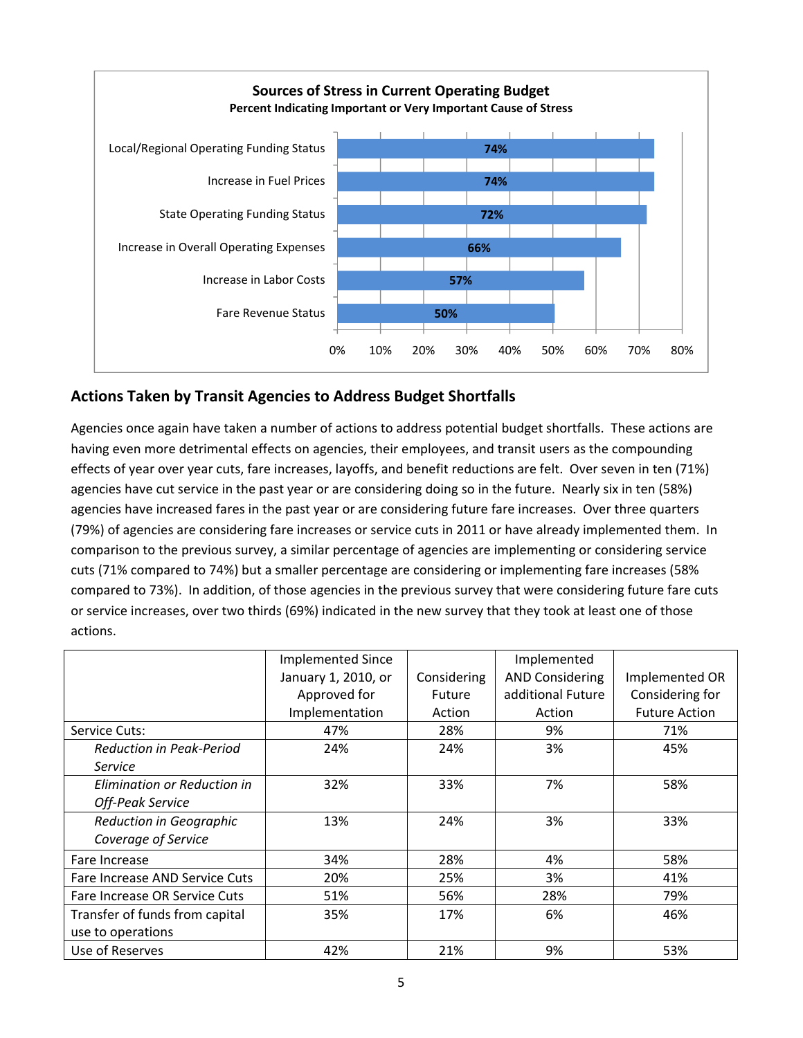**Sources of Stress in Current Operating Budget**
**Percent Indicating Important or Very Important Cause of Stress**

| Source | Percent |
|---|---|
| Local/Regional Operating Funding Status | 74% |
| Increase in Fuel Prices | 74% |
| State Operating Funding Status | 72% |
| Increase in Overall Operating Expenses | 66% |
| Increase in Labor Costs | 57% |
| Fare Revenue Status | 50% |

## Actions Taken by Transit Agencies to Address Budget Shortfalls

Agencies once again have taken a number of actions to address potential budget shortfalls. These actions are having even more detrimental effects on agencies, their employees, and transit users as the compounding effects of year over year cuts, fare increases, layoffs, and benefit reductions are felt. Over seven in ten (71%) agencies have cut service in the past year or are considering doing so in the future. Nearly six in ten (58%) agencies have increased fares in the past year or are considering future fare increases. Over three quarters (79%) of agencies are considering fare increases or service cuts in 2011 or have already implemented them. In comparison to the previous survey, a similar percentage of agencies are implementing or considering service cuts (71% compared to 74%) but a smaller percentage are considering or implementing fare increases (58% compared to 73%). In addition, of those agencies in the previous survey that were considering future fare cuts or service increases, over two thirds (69%) indicated in the new survey that they took at least one of those actions.

| | Implemented Since January 1, 2010, or Approved for Implementation | Considering Future Action | Implemented AND Considering additional Future Action | Implemented OR Considering for Future Action |
|---|---|---|---|---|
| Service Cuts: | 47% | 28% | 9% | 71% |
| *Reduction in Peak-Period Service* | 24% | 24% | 3% | 45% |
| *Elimination or Reduction in Off-Peak Service* | 32% | 33% | 7% | 58% |
| *Reduction in Geographic Coverage of Service* | 13% | 24% | 3% | 33% |
| Fare Increase | 34% | 28% | 4% | 58% |
| Fare Increase AND Service Cuts | 20% | 25% | 3% | 41% |
| Fare Increase OR Service Cuts | 51% | 56% | 28% | 79% |
| Transfer of funds from capital use to operations | 35% | 17% | 6% | 46% |
| Use of Reserves | 42% | 21% | 9% | 53% |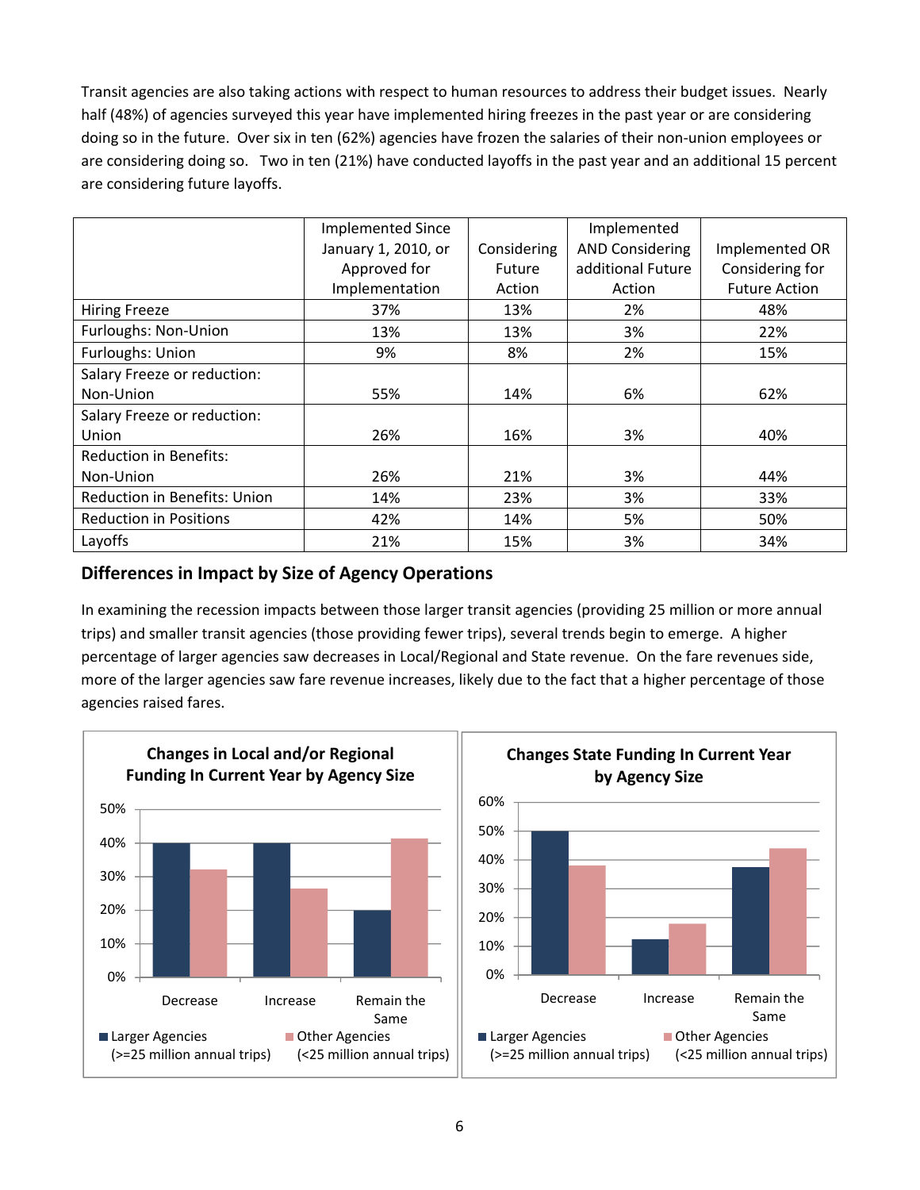Transit agencies are also taking actions with respect to human resources to address their budget issues. Nearly half (48%) of agencies surveyed this year have implemented hiring freezes in the past year or are considering doing so in the future. Over six in ten (62%) agencies have frozen the salaries of their non-union employees or are considering doing so. Two in ten (21%) have conducted layoffs in the past year and an additional 15 percent are considering future layoffs.

| | Implemented Since January 1, 2010, or Approved for Implementation | Considering Future Action | Implemented AND Considering additional Future Action | Implemented OR Considering for Future Action |
|---|---|---|---|---|
| Hiring Freeze | 37% | 13% | 2% | 48% |
| Furloughs: Non-Union | 13% | 13% | 3% | 22% |
| Furloughs: Union | 9% | 8% | 2% | 15% |
| Salary Freeze or reduction: Non-Union | 55% | 14% | 6% | 62% |
| Salary Freeze or reduction: Union | 26% | 16% | 3% | 40% |
| Reduction in Benefits: Non-Union | 26% | 21% | 3% | 44% |
| Reduction in Benefits: Union | 14% | 23% | 3% | 33% |
| Reduction in Positions | 42% | 14% | 5% | 50% |
| Layoffs | 21% | 15% | 3% | 34% |

## Differences in Impact by Size of Agency Operations

In examining the recession impacts between those larger transit agencies (providing 25 million or more annual trips) and smaller transit agencies (those providing fewer trips), several trends begin to emerge. A higher percentage of larger agencies saw decreases in Local/Regional and State revenue. On the fare revenues side, more of the larger agencies saw fare revenue increases, likely due to the fact that a higher percentage of those agencies raised fares.

**Changes in Local and/or Regional Funding In Current Year by Agency Size**

| | Larger Agencies (>=25 million annual trips) | Other Agencies (<25 million annual trips) |
|---|---|---|
| Decrease | 40% | 32% |
| Increase | 40% | 26% |
| Remain the Same | 20% | 41% |

**Changes State Funding In Current Year by Agency Size**

| | Larger Agencies (>=25 million annual trips) | Other Agencies (<25 million annual trips) |
|---|---|---|
| Decrease | 50% | 38% |
| Increase | 12% | 18% |
| Remain the Same | 38% | 44% |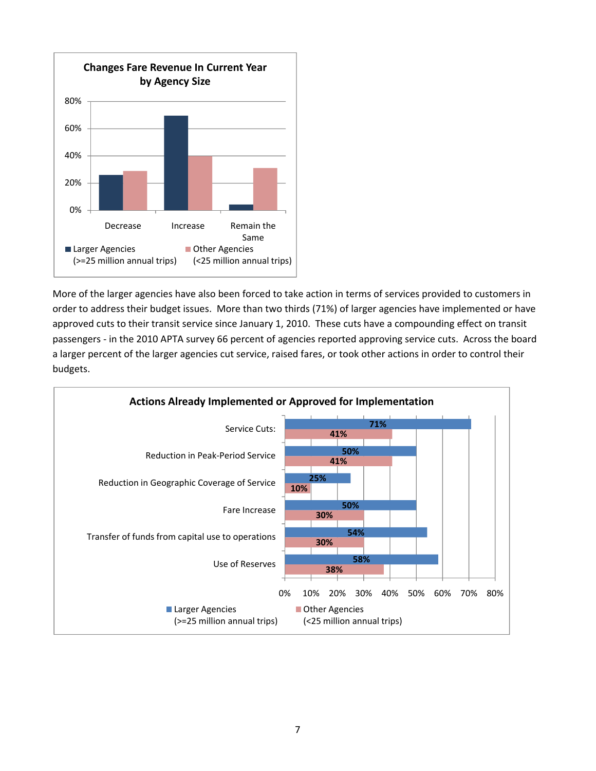**Changes Fare Revenue In Current Year by Agency Size**

| | Larger Agencies (>=25 million annual trips) | Other Agencies (<25 million annual trips) |
|---|---|---|
| Decrease | | |
| Increase | | |
| Remain the Same | | |

More of the larger agencies have also been forced to take action in terms of services provided to customers in order to address their budget issues. More than two thirds (71%) of larger agencies have implemented or have approved cuts to their transit service since January 1, 2010. These cuts have a compounding effect on transit passengers - in the 2010 APTA survey 66 percent of agencies reported approving service cuts. Across the board a larger percent of the larger agencies cut service, raised fares, or took other actions in order to control their budgets.

**Actions Already Implemented or Approved for Implementation**

| Action | Larger Agencies (>=25 million annual trips) | Other Agencies (<25 million annual trips) |
|---|---|---|
| Service Cuts: | 71% | 41% |
| Reduction in Peak-Period Service | 50% | 41% |
| Reduction in Geographic Coverage of Service | 25% | 10% |
| Fare Increase | 50% | 30% |
| Transfer of funds from capital use to operations | 54% | 30% |
| Use of Reserves | 58% | 38% |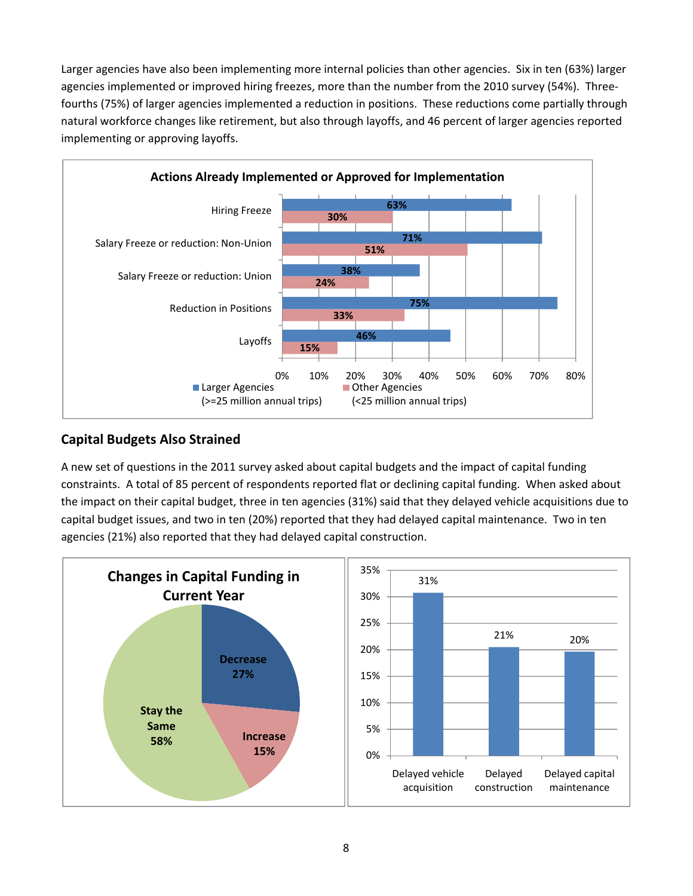Larger agencies have also been implementing more internal policies than other agencies. Six in ten (63%) larger agencies implemented or improved hiring freezes, more than the number from the 2010 survey (54%). Three-fourths (75%) of larger agencies implemented a reduction in positions. These reductions come partially through natural workforce changes like retirement, but also through layoffs, and 46 percent of larger agencies reported implementing or approving layoffs.

**Actions Already Implemented or Approved for Implementation**

| Action | Larger Agencies (>=25 million annual trips) | Other Agencies (<25 million annual trips) |
| --- | --- | --- |
| Hiring Freeze | 63% | 30% |
| Salary Freeze or reduction: Non-Union | 71% | 51% |
| Salary Freeze or reduction: Union | 38% | 24% |
| Reduction in Positions | 75% | 33% |
| Layoffs | 46% | 15% |

## Capital Budgets Also Strained

A new set of questions in the 2011 survey asked about capital budgets and the impact of capital funding constraints. A total of 85 percent of respondents reported flat or declining capital funding. When asked about the impact on their capital budget, three in ten agencies (31%) said that they delayed vehicle acquisitions due to capital budget issues, and two in ten (20%) reported that they had delayed capital maintenance. Two in ten agencies (21%) also reported that they had delayed capital construction.

**Changes in Capital Funding in Current Year**

| Change | Percent |
| --- | --- |
| Decrease | 27% |
| Increase | 15% |
| Stay the Same | 58% |

| Impact | Percent |
| --- | --- |
| Delayed vehicle acquisition | 31% |
| Delayed construction | 21% |
| Delayed capital maintenance | 20% |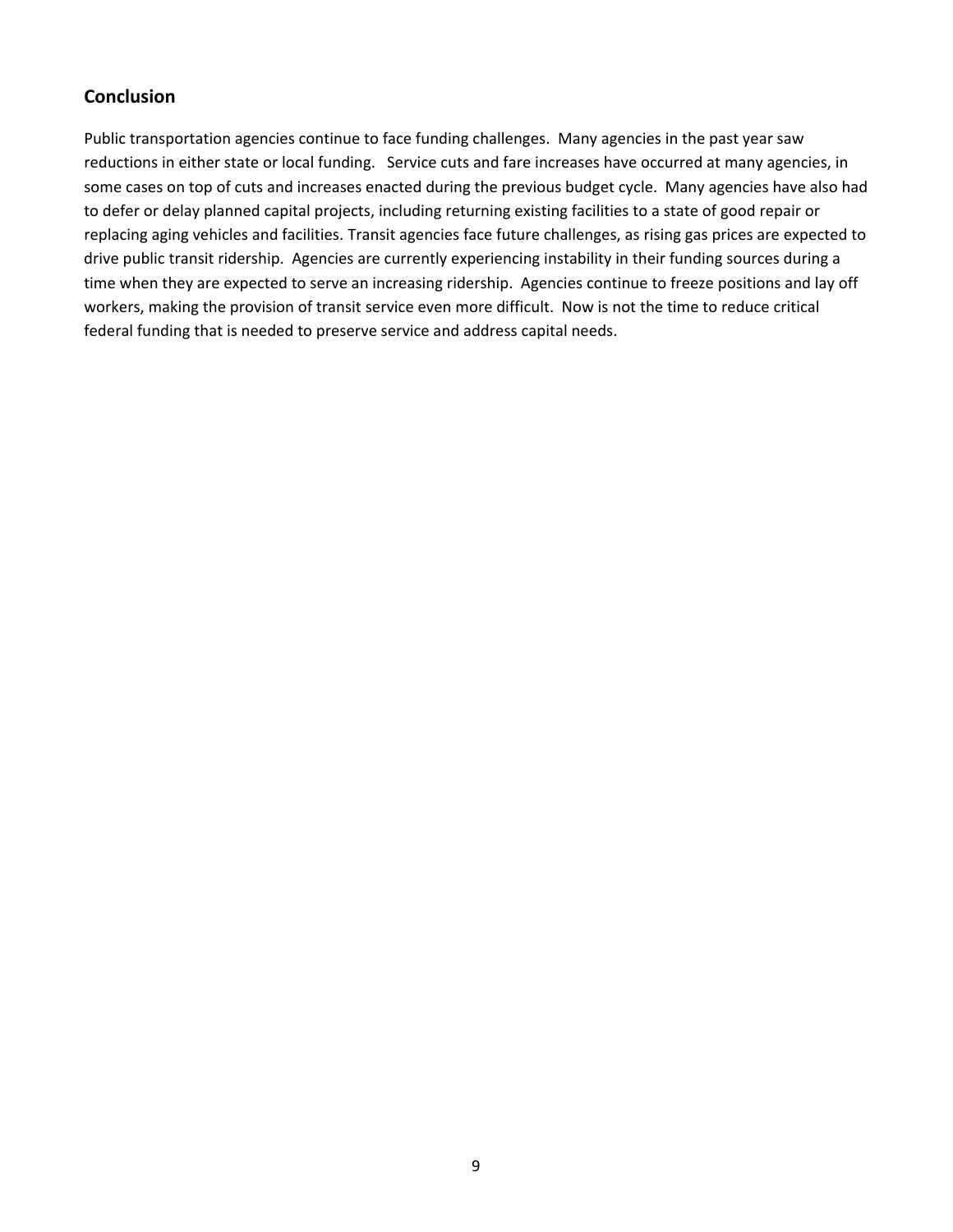## Conclusion

Public transportation agencies continue to face funding challenges. Many agencies in the past year saw reductions in either state or local funding. Service cuts and fare increases have occurred at many agencies, in some cases on top of cuts and increases enacted during the previous budget cycle. Many agencies have also had to defer or delay planned capital projects, including returning existing facilities to a state of good repair or replacing aging vehicles and facilities. Transit agencies face future challenges, as rising gas prices are expected to drive public transit ridership. Agencies are currently experiencing instability in their funding sources during a time when they are expected to serve an increasing ridership. Agencies continue to freeze positions and lay off workers, making the provision of transit service even more difficult. Now is not the time to reduce critical federal funding that is needed to preserve service and address capital needs.